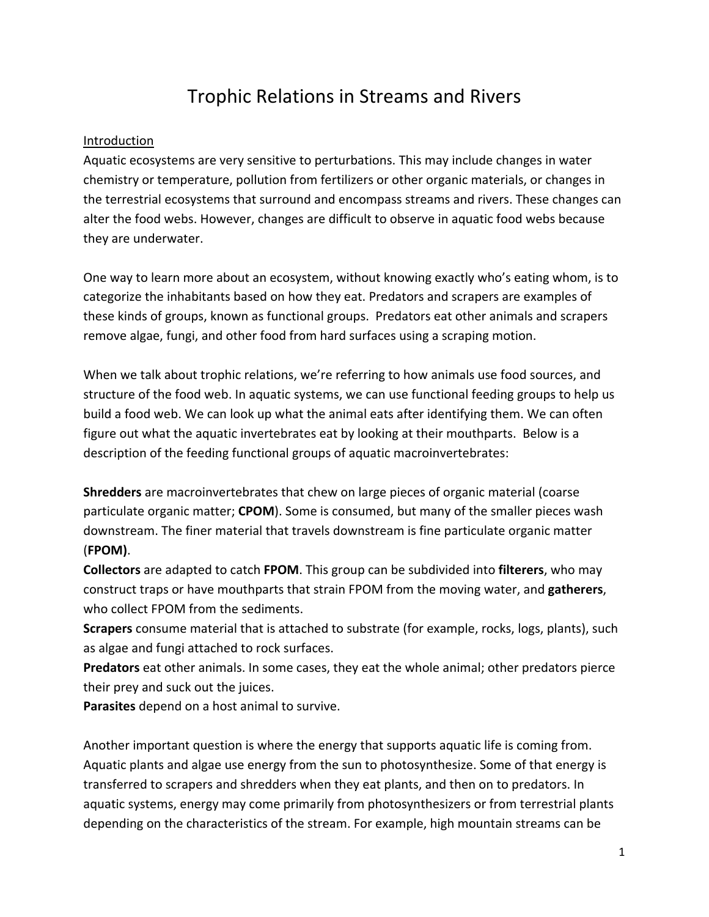# Trophic Relations in Streams and Rivers

## Introduction

Aquatic ecosystems are very sensitive to perturbations. This may include changes in water chemistry or temperature, pollution from fertilizers or other organic materials, or changes in the terrestrial ecosystems that surround and encompass streams and rivers. These changes can alter the food webs. However, changes are difficult to observe in aquatic food webs because they are underwater.

One way to learn more about an ecosystem, without knowing exactly who's eating whom, is to categorize the inhabitants based on how they eat. Predators and scrapers are examples of these kinds of groups, known as functional groups. Predators eat other animals and scrapers remove algae, fungi, and other food from hard surfaces using a scraping motion.

When we talk about trophic relations, we're referring to how animals use food sources, and structure of the food web. In aquatic systems, we can use functional feeding groups to help us build a food web. We can look up what the animal eats after identifying them. We can often figure out what the aquatic invertebrates eat by looking at their mouthparts. Below is a description of the feeding functional groups of aquatic macroinvertebrates:

**Shredders** are macroinvertebrates that chew on large pieces of organic material (coarse particulate organic matter; **CPOM**). Some is consumed, but many of the smaller pieces wash downstream. The finer material that travels downstream is fine particulate organic matter (**FPOM)**.

**Collectors** are adapted to catch **FPOM**. This group can be subdivided into **filterers**, who may construct traps or have mouthparts that strain FPOM from the moving water, and **gatherers**, who collect FPOM from the sediments.

**Scrapers** consume material that is attached to substrate (for example, rocks, logs, plants), such as algae and fungi attached to rock surfaces.

**Predators** eat other animals. In some cases, they eat the whole animal; other predators pierce their prey and suck out the juices.

**Parasites** depend on a host animal to survive.

Another important question is where the energy that supports aquatic life is coming from. Aquatic plants and algae use energy from the sun to photosynthesize. Some of that energy is transferred to scrapers and shredders when they eat plants, and then on to predators. In aquatic systems, energy may come primarily from photosynthesizers or from terrestrial plants depending on the characteristics of the stream. For example, high mountain streams can be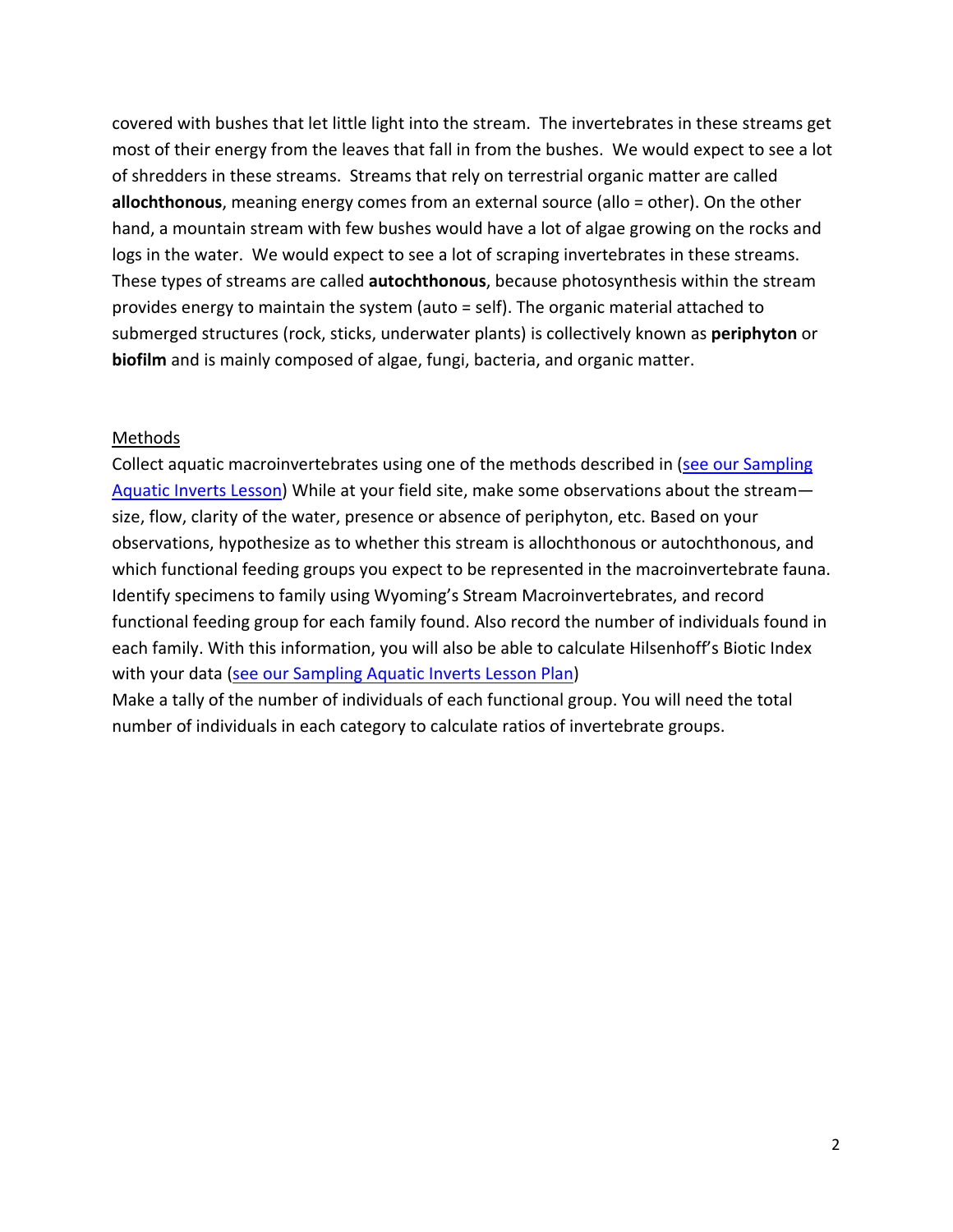covered with bushes that let little light into the stream. The invertebrates in these streams get most of their energy from the leaves that fall in from the bushes. We would expect to see a lot of shredders in these streams. Streams that rely on terrestrial organic matter are called **allochthonous**, meaning energy comes from an external source (allo = other). On the other hand, a mountain stream with few bushes would have a lot of algae growing on the rocks and logs in the water. We would expect to see a lot of scraping invertebrates in these streams. These types of streams are called **autochthonous**, because photosynthesis within the stream provides energy to maintain the system (auto = self). The organic material attached to submerged structures (rock, sticks, underwater plants) is collectively known as **periphyton** or **biofilm** and is mainly composed of algae, fungi, bacteria, and organic matter.

## Methods

Collect aquatic macroinvertebrates using one of the methods described in (see our Sampling Aquatic Inverts Lesson) While at your field site, make some observations about the stream—size, flow, clarity of the water, presence or absence of periphyton, etc. Based on your observations, hypothesize as to whether this stream is allochthonous or autochthonous, and which functional feeding groups you expect to be represented in the macroinvertebrate fauna. Identify specimens to family using Wyoming's Stream Macroinvertebrates, and record functional feeding group for each family found. Also record the number of individuals found in each family. With this information, you will also be able to calculate Hilsenhoff's Biotic Index with your data (see our Sampling Aquatic Inverts Lesson Plan)

Make a tally of the number of individuals of each functional group. You will need the total number of individuals in each category to calculate ratios of invertebrate groups.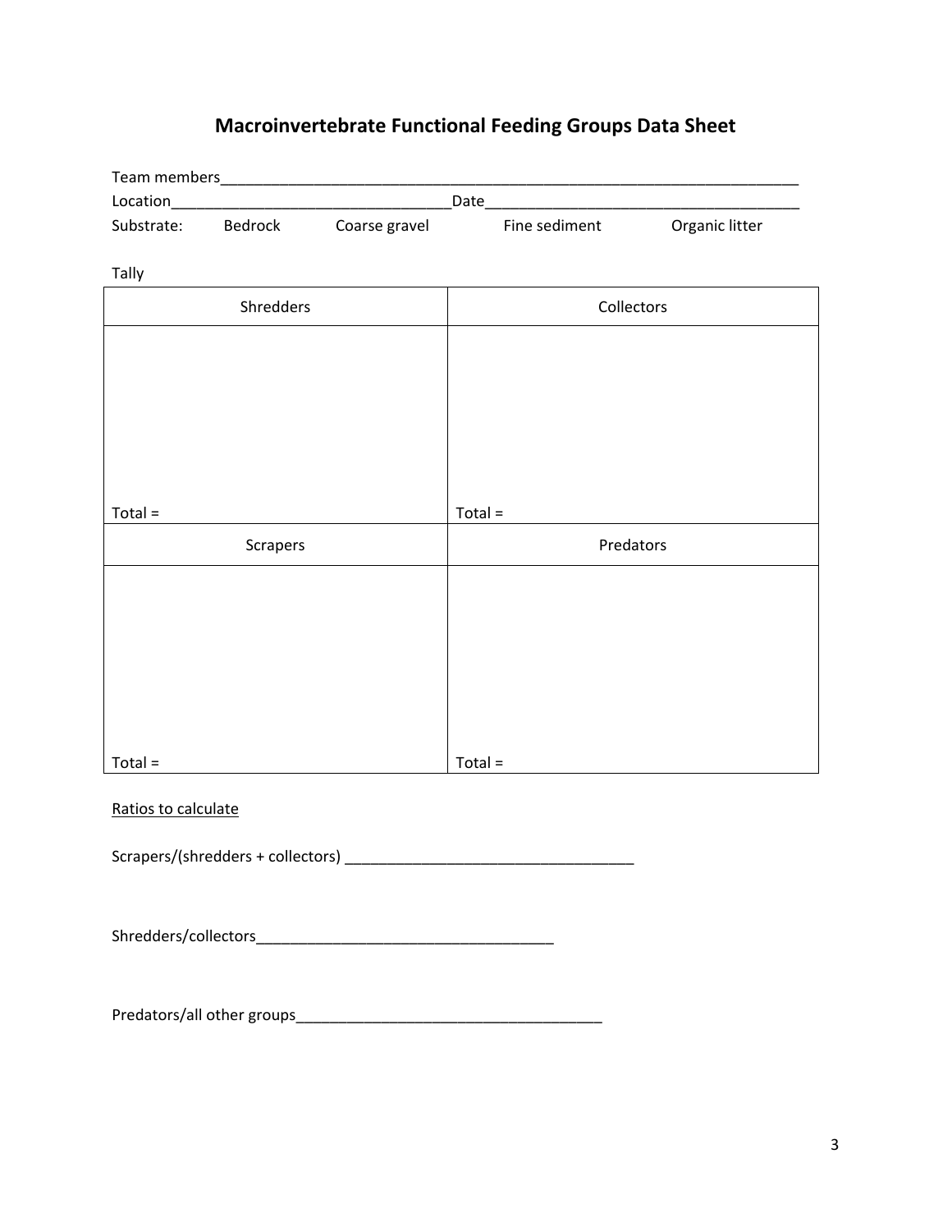# Macroinvertebrate Functional Feeding Groups Data Sheet

Team members________________________________________________________________________

Location_________________________________Date_____________________________________

Substrate: Bedrock Coarse gravel Fine sediment Organic litter

Tally

| Shredders | Collectors |
|---|---|
| <br><br><br><br><br>Total = | <br><br><br><br><br>Total = |
| **Scrapers** | **Predators** |
| <br><br><br><br><br>Total = | <br><br><br><br><br>Total = |

<u>Ratios to calculate</u>

Scrapers/(shredders + collectors) ___________________________________

Shredders/collectors___________________________________

Predators/all other groups_____________________________________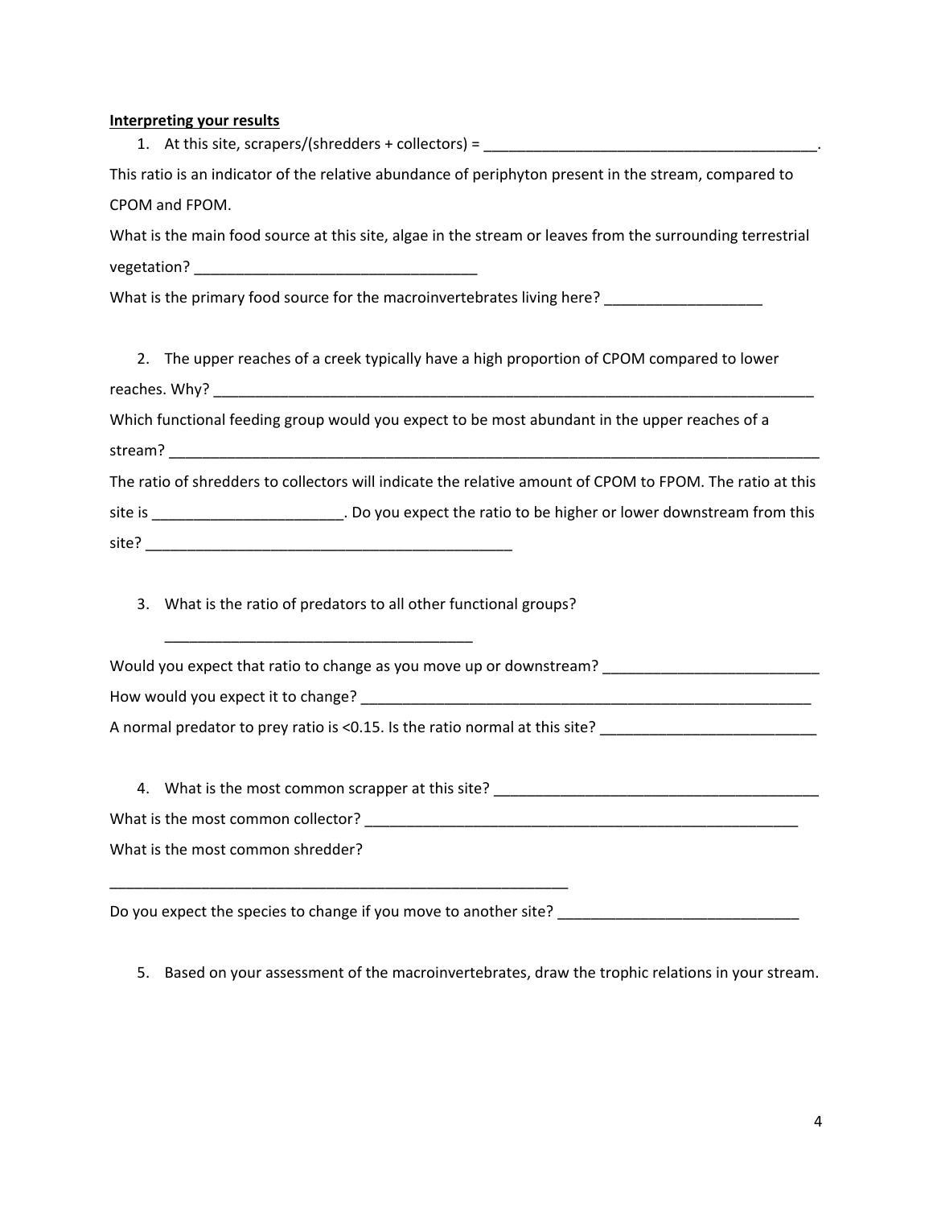**Interpreting your results**

1. At this site, scrapers/(shredders + collectors) = ________________________________________.

This ratio is an indicator of the relative abundance of periphyton present in the stream, compared to CPOM and FPOM.

What is the main food source at this site, algae in the stream or leaves from the surrounding terrestrial vegetation? _________________________________

What is the primary food source for the macroinvertebrates living here? __________________

2. The upper reaches of a creek typically have a high proportion of CPOM compared to lower reaches. Why? __________________________________________________________________________

Which functional feeding group would you expect to be most abundant in the upper reaches of a stream? ______________________________________________________________________________

The ratio of shredders to collectors will indicate the relative amount of CPOM to FPOM. The ratio at this site is ______________________. Do you expect the ratio to be higher or lower downstream from this site? ____________________________________________

3. What is the ratio of predators to all other functional groups?

   ____________________________________

Would you expect that ratio to change as you move up or downstream? _________________________

How would you expect it to change? _____________________________________________________

A normal predator to prey ratio is <0.15. Is the ratio normal at this site? _________________________

4. What is the most common scrapper at this site? ______________________________________

What is the most common collector? ____________________________________________________

What is the most common shredder?

_______________________________________________________

Do you expect the species to change if you move to another site? ____________________________

5. Based on your assessment of the macroinvertebrates, draw the trophic relations in your stream.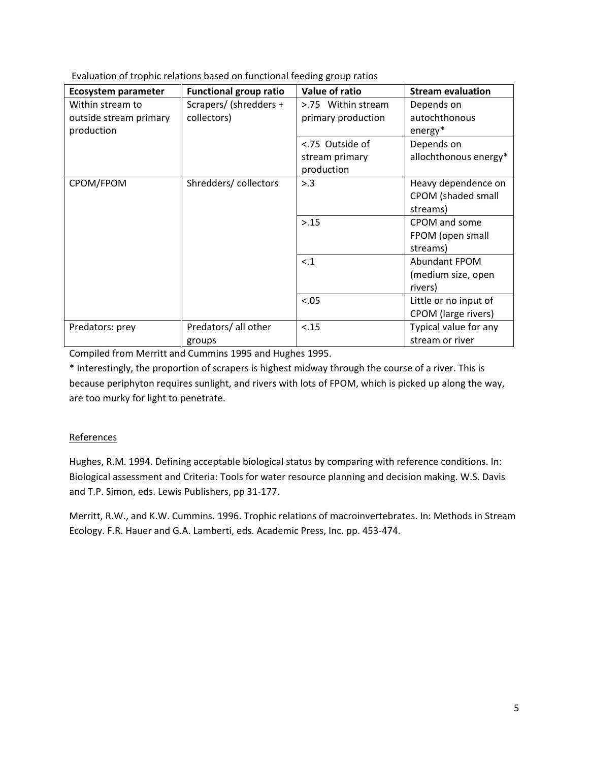Evaluation of trophic relations based on functional feeding group ratios

| Ecosystem parameter | Functional group ratio | Value of ratio | Stream evaluation |
|---|---|---|---|
| Within stream to outside stream primary production | Scrapers/ (shredders + collectors) | >.75 Within stream primary production | Depends on autochthonous energy* |
| | | <.75 Outside of stream primary production | Depends on allochthonous energy* |
| CPOM/FPOM | Shredders/ collectors | >.3 | Heavy dependence on CPOM (shaded small streams) |
| | | >.15 | CPOM and some FPOM (open small streams) |
| | | <.1 | Abundant FPOM (medium size, open rivers) |
| | | <.05 | Little or no input of CPOM (large rivers) |
| Predators: prey | Predators/ all other groups | <.15 | Typical value for any stream or river |

Compiled from Merritt and Cummins 1995 and Hughes 1995.

* Interestingly, the proportion of scrapers is highest midway through the course of a river. This is because periphyton requires sunlight, and rivers with lots of FPOM, which is picked up along the way, are too murky for light to penetrate.

## References

Hughes, R.M. 1994. Defining acceptable biological status by comparing with reference conditions. In: Biological assessment and Criteria: Tools for water resource planning and decision making. W.S. Davis and T.P. Simon, eds. Lewis Publishers, pp 31-177.

Merritt, R.W., and K.W. Cummins. 1996. Trophic relations of macroinvertebrates. In: Methods in Stream Ecology. F.R. Hauer and G.A. Lamberti, eds. Academic Press, Inc. pp. 453-474.